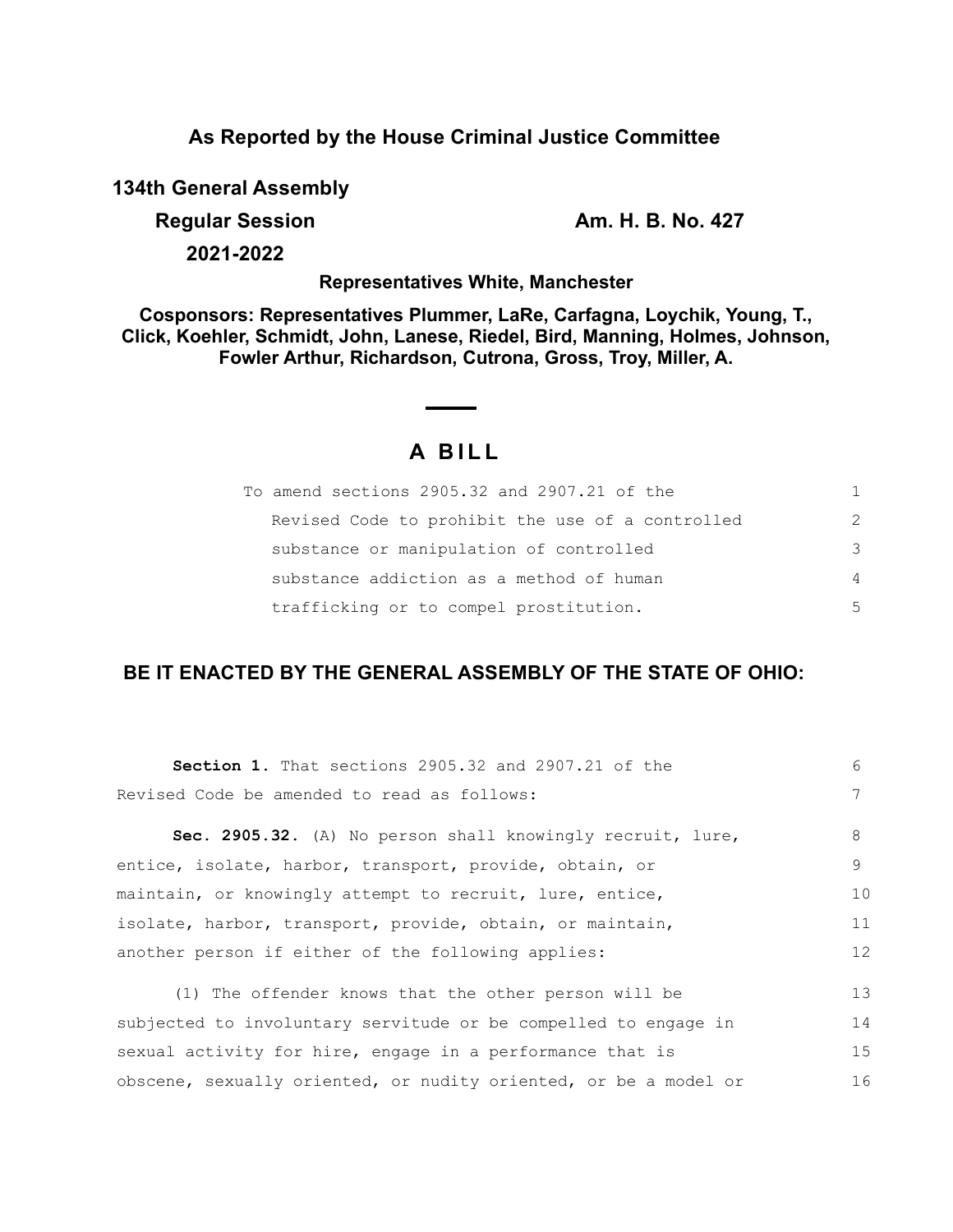**As Reported by the House Criminal Justice Committee**

**134th General Assembly**

**Regular Session** **Am. H. B. No. 427**

**2021-2022**

**Representatives White, Manchester**

**Cosponsors: Representatives Plummer, LaRe, Carfagna, Loychik, Young, T., Click, Koehler, Schmidt, John, Lanese, Riedel, Bird, Manning, Holmes, Johnson, Fowler Arthur, Richardson, Cutrona, Gross, Troy, Miller, A.**

# A BILL

To amend sections 2905.32 and 2907.21 of the Revised Code to prohibit the use of a controlled substance or manipulation of controlled substance addiction as a method of human trafficking or to compel prostitution.

## BE IT ENACTED BY THE GENERAL ASSEMBLY OF THE STATE OF OHIO:

**Section 1.** That sections 2905.32 and 2907.21 of the Revised Code be amended to read as follows:

**Sec. 2905.32.** (A) No person shall knowingly recruit, lure, entice, isolate, harbor, transport, provide, obtain, or maintain, or knowingly attempt to recruit, lure, entice, isolate, harbor, transport, provide, obtain, or maintain, another person if either of the following applies:

(1) The offender knows that the other person will be subjected to involuntary servitude or be compelled to engage in sexual activity for hire, engage in a performance that is obscene, sexually oriented, or nudity oriented, or be a model or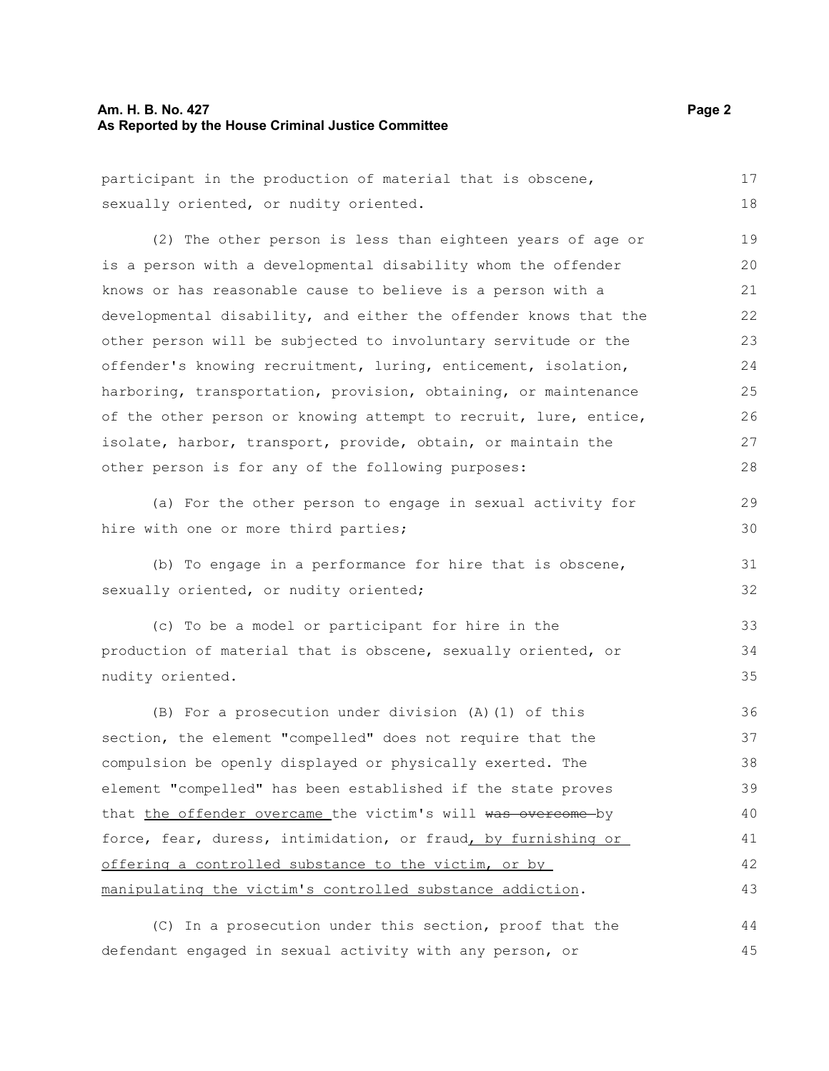participant in the production of material that is obscene, sexually oriented, or nudity oriented.

(2) The other person is less than eighteen years of age or is a person with a developmental disability whom the offender knows or has reasonable cause to believe is a person with a developmental disability, and either the offender knows that the other person will be subjected to involuntary servitude or the offender's knowing recruitment, luring, enticement, isolation, harboring, transportation, provision, obtaining, or maintenance of the other person or knowing attempt to recruit, lure, entice, isolate, harbor, transport, provide, obtain, or maintain the other person is for any of the following purposes:

(a) For the other person to engage in sexual activity for hire with one or more third parties;

(b) To engage in a performance for hire that is obscene, sexually oriented, or nudity oriented;

(c) To be a model or participant for hire in the production of material that is obscene, sexually oriented, or nudity oriented.

(B) For a prosecution under division (A)(1) of this section, the element "compelled" does not require that the compulsion be openly displayed or physically exerted. The element "compelled" has been established if the state proves that <u>the offender overcame</u> the victim's will ~~was overcome~~ by force, fear, duress, intimidation, or fraud<u>, by furnishing or offering a controlled substance to the victim, or by manipulating the victim's controlled substance addiction</u>.

(C) In a prosecution under this section, proof that the defendant engaged in sexual activity with any person, or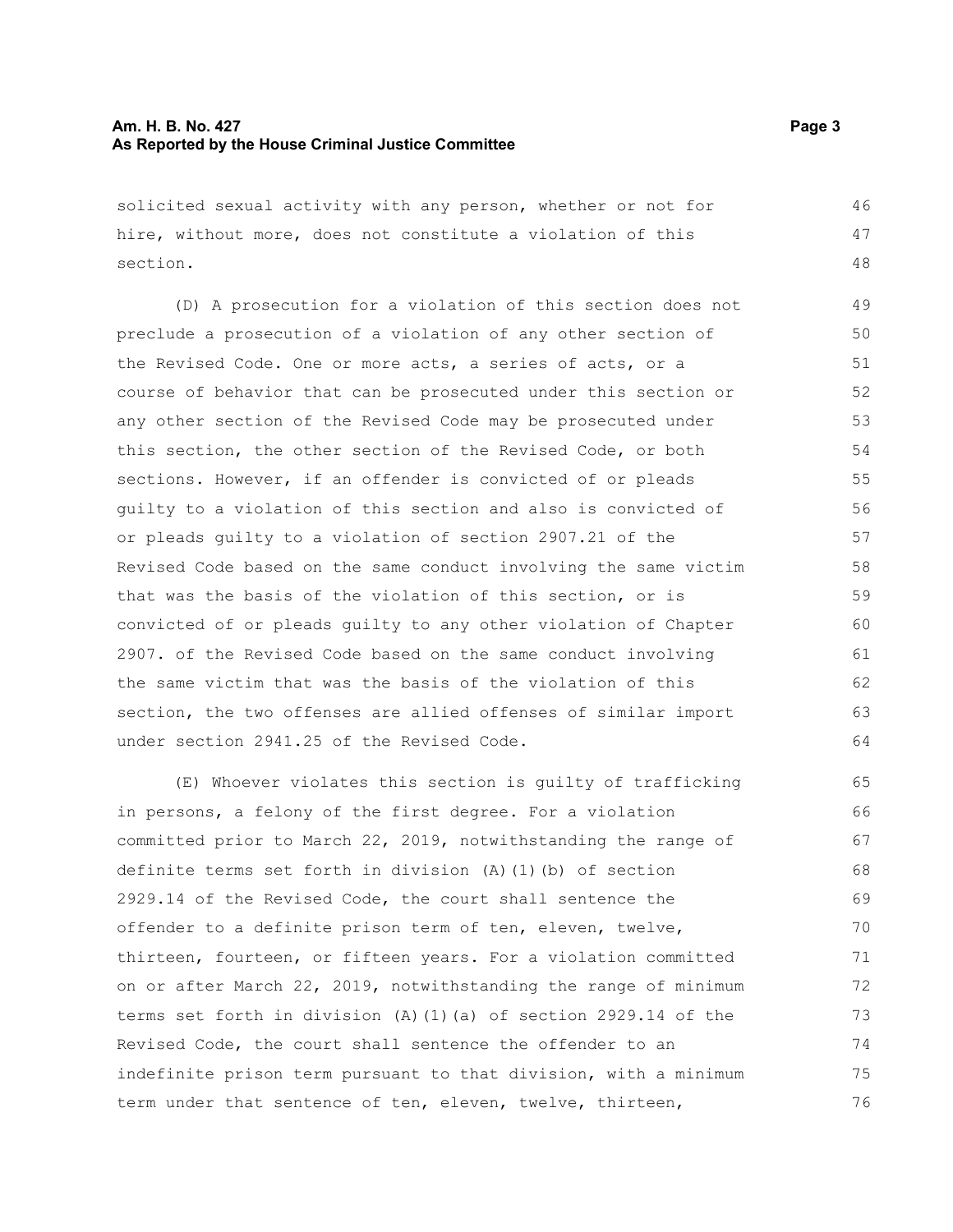solicited sexual activity with any person, whether or not for hire, without more, does not constitute a violation of this section.

(D) A prosecution for a violation of this section does not preclude a prosecution of a violation of any other section of the Revised Code. One or more acts, a series of acts, or a course of behavior that can be prosecuted under this section or any other section of the Revised Code may be prosecuted under this section, the other section of the Revised Code, or both sections. However, if an offender is convicted of or pleads guilty to a violation of this section and also is convicted of or pleads guilty to a violation of section 2907.21 of the Revised Code based on the same conduct involving the same victim that was the basis of the violation of this section, or is convicted of or pleads guilty to any other violation of Chapter 2907. of the Revised Code based on the same conduct involving the same victim that was the basis of the violation of this section, the two offenses are allied offenses of similar import under section 2941.25 of the Revised Code.

(E) Whoever violates this section is guilty of trafficking in persons, a felony of the first degree. For a violation committed prior to March 22, 2019, notwithstanding the range of definite terms set forth in division (A)(1)(b) of section 2929.14 of the Revised Code, the court shall sentence the offender to a definite prison term of ten, eleven, twelve, thirteen, fourteen, or fifteen years. For a violation committed on or after March 22, 2019, notwithstanding the range of minimum terms set forth in division (A)(1)(a) of section 2929.14 of the Revised Code, the court shall sentence the offender to an indefinite prison term pursuant to that division, with a minimum term under that sentence of ten, eleven, twelve, thirteen,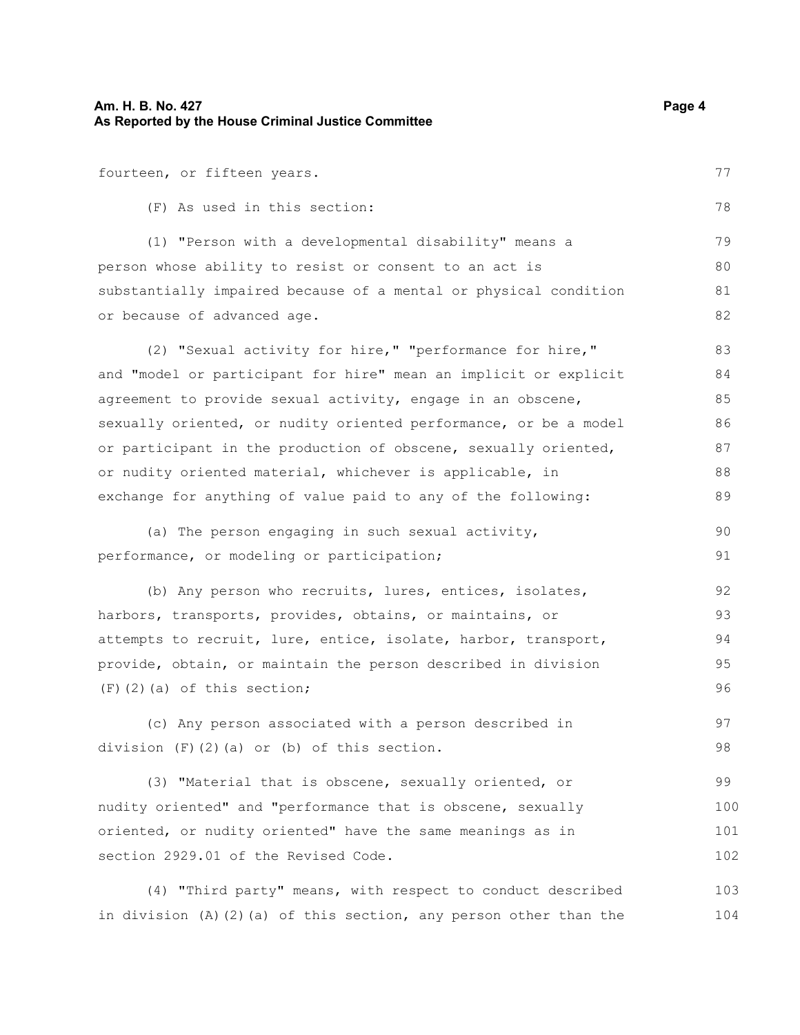fourteen, or fifteen years.

(F) As used in this section:

(1) "Person with a developmental disability" means a person whose ability to resist or consent to an act is substantially impaired because of a mental or physical condition or because of advanced age.

(2) "Sexual activity for hire," "performance for hire," and "model or participant for hire" mean an implicit or explicit agreement to provide sexual activity, engage in an obscene, sexually oriented, or nudity oriented performance, or be a model or participant in the production of obscene, sexually oriented, or nudity oriented material, whichever is applicable, in exchange for anything of value paid to any of the following:

(a) The person engaging in such sexual activity, performance, or modeling or participation;

(b) Any person who recruits, lures, entices, isolates, harbors, transports, provides, obtains, or maintains, or attempts to recruit, lure, entice, isolate, harbor, transport, provide, obtain, or maintain the person described in division (F)(2)(a) of this section;

(c) Any person associated with a person described in division (F)(2)(a) or (b) of this section.

(3) "Material that is obscene, sexually oriented, or nudity oriented" and "performance that is obscene, sexually oriented, or nudity oriented" have the same meanings as in section 2929.01 of the Revised Code.

(4) "Third party" means, with respect to conduct described in division (A)(2)(a) of this section, any person other than the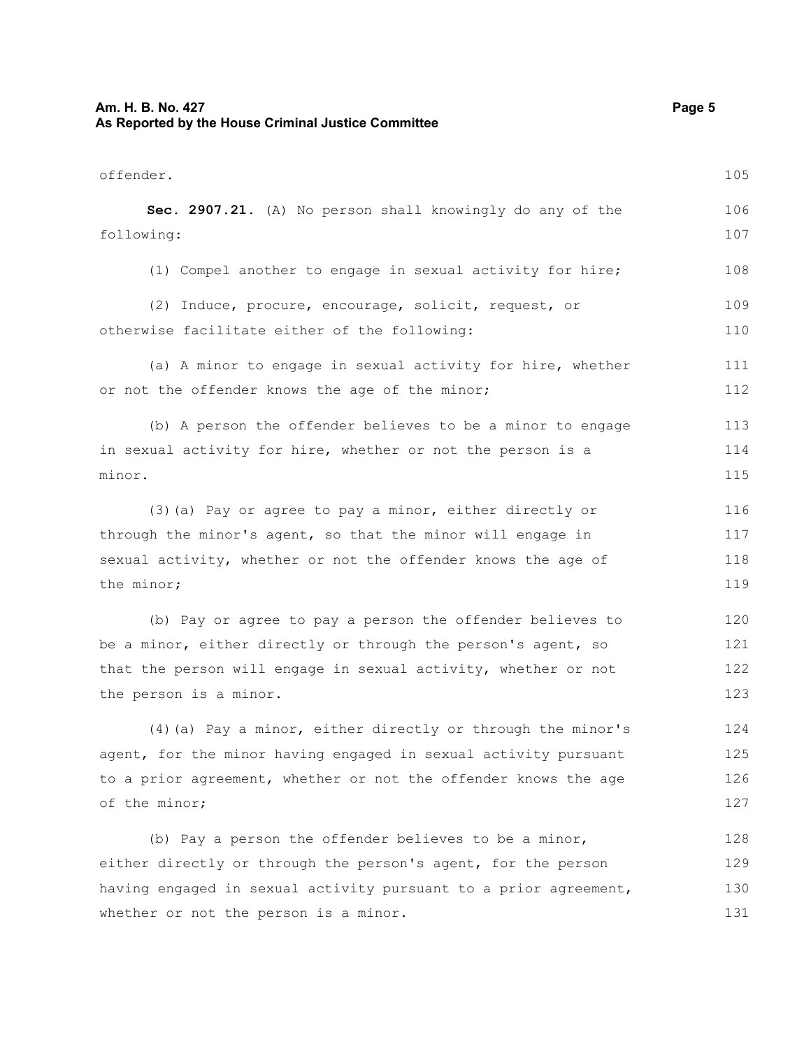offender.

**Sec. 2907.21.** (A) No person shall knowingly do any of the following:

(1) Compel another to engage in sexual activity for hire;

(2) Induce, procure, encourage, solicit, request, or otherwise facilitate either of the following:

(a) A minor to engage in sexual activity for hire, whether or not the offender knows the age of the minor;

(b) A person the offender believes to be a minor to engage in sexual activity for hire, whether or not the person is a minor.

(3)(a) Pay or agree to pay a minor, either directly or through the minor's agent, so that the minor will engage in sexual activity, whether or not the offender knows the age of the minor;

(b) Pay or agree to pay a person the offender believes to be a minor, either directly or through the person's agent, so that the person will engage in sexual activity, whether or not the person is a minor.

(4)(a) Pay a minor, either directly or through the minor's agent, for the minor having engaged in sexual activity pursuant to a prior agreement, whether or not the offender knows the age of the minor;

(b) Pay a person the offender believes to be a minor, either directly or through the person's agent, for the person having engaged in sexual activity pursuant to a prior agreement, whether or not the person is a minor.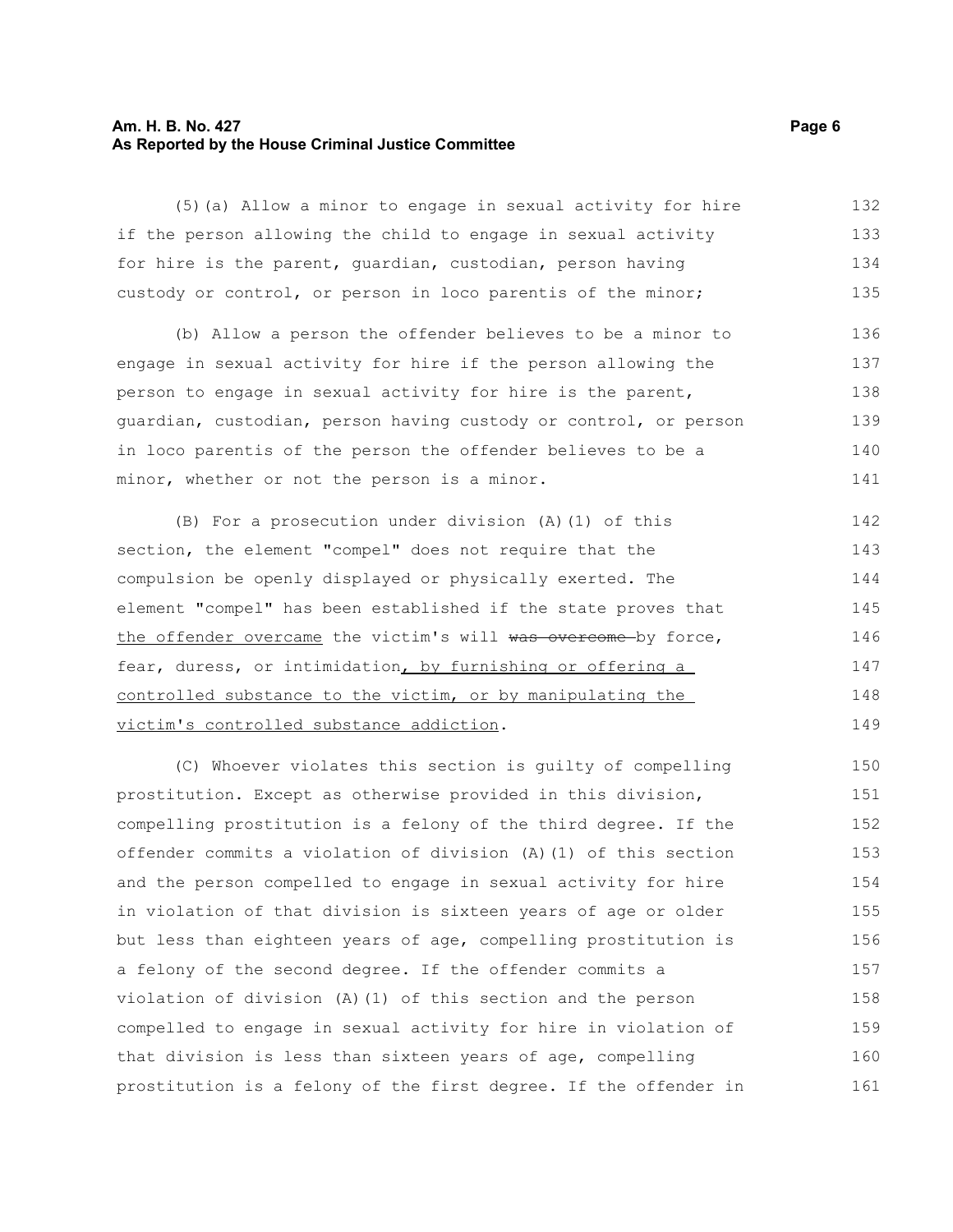(5)(a) Allow a minor to engage in sexual activity for hire if the person allowing the child to engage in sexual activity for hire is the parent, guardian, custodian, person having custody or control, or person in loco parentis of the minor;

(b) Allow a person the offender believes to be a minor to engage in sexual activity for hire if the person allowing the person to engage in sexual activity for hire is the parent, guardian, custodian, person having custody or control, or person in loco parentis of the person the offender believes to be a minor, whether or not the person is a minor.

(B) For a prosecution under division (A)(1) of this section, the element "compel" does not require that the compulsion be openly displayed or physically exerted. The element "compel" has been established if the state proves that <u>the offender overcame</u> the victim's will ~~was overcome~~ by force, fear, duress, or intimidation<u>, by furnishing or offering a controlled substance to the victim, or by manipulating the victim's controlled substance addiction</u>.

(C) Whoever violates this section is guilty of compelling prostitution. Except as otherwise provided in this division, compelling prostitution is a felony of the third degree. If the offender commits a violation of division (A)(1) of this section and the person compelled to engage in sexual activity for hire in violation of that division is sixteen years of age or older but less than eighteen years of age, compelling prostitution is a felony of the second degree. If the offender commits a violation of division (A)(1) of this section and the person compelled to engage in sexual activity for hire in violation of that division is less than sixteen years of age, compelling prostitution is a felony of the first degree. If the offender in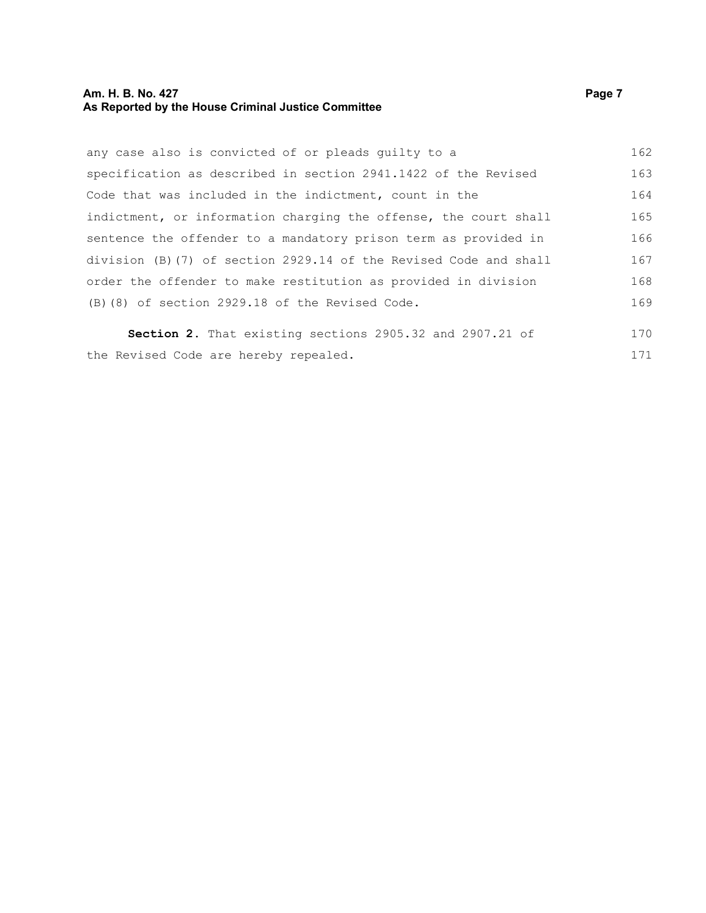any case also is convicted of or pleads guilty to a specification as described in section 2941.1422 of the Revised Code that was included in the indictment, count in the indictment, or information charging the offense, the court shall sentence the offender to a mandatory prison term as provided in division (B)(7) of section 2929.14 of the Revised Code and shall order the offender to make restitution as provided in division (B)(8) of section 2929.18 of the Revised Code.

**Section 2.** That existing sections 2905.32 and 2907.21 of the Revised Code are hereby repealed.